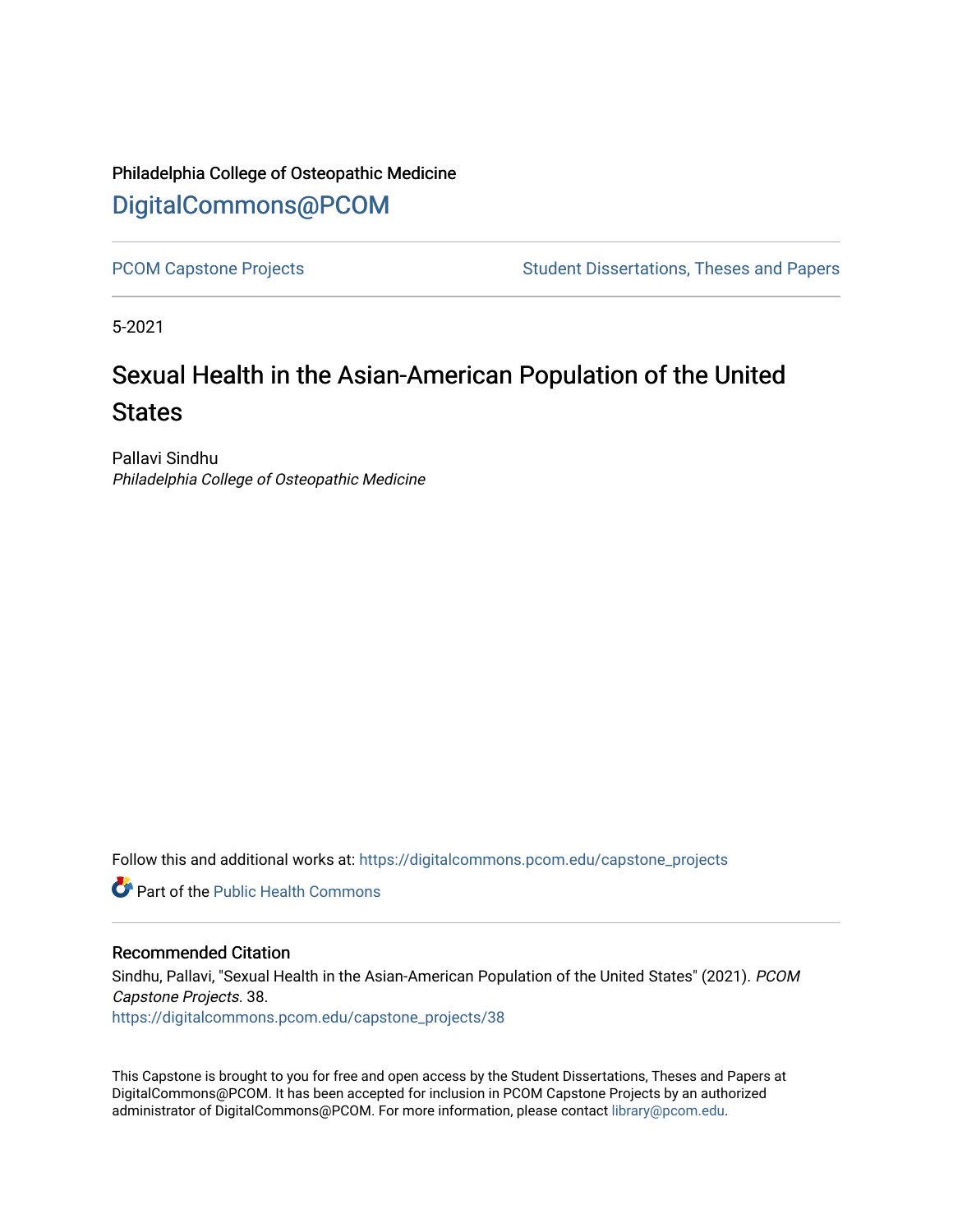Philadelphia College of Osteopathic Medicine

# DigitalCommons@PCOM

PCOM Capstone Projects

Student Dissertations, Theses and Papers

5-2021

# Sexual Health in the Asian-American Population of the United States

Pallavi Sindhu

*Philadelphia College of Osteopathic Medicine*

Follow this and additional works at: https://digitalcommons.pcom.edu/capstone_projects

Part of the Public Health Commons

## Recommended Citation

Sindhu, Pallavi, "Sexual Health in the Asian-American Population of the United States" (2021). *PCOM Capstone Projects*. 38.
https://digitalcommons.pcom.edu/capstone_projects/38

This Capstone is brought to you for free and open access by the Student Dissertations, Theses and Papers at DigitalCommons@PCOM. It has been accepted for inclusion in PCOM Capstone Projects by an authorized administrator of DigitalCommons@PCOM. For more information, please contact library@pcom.edu.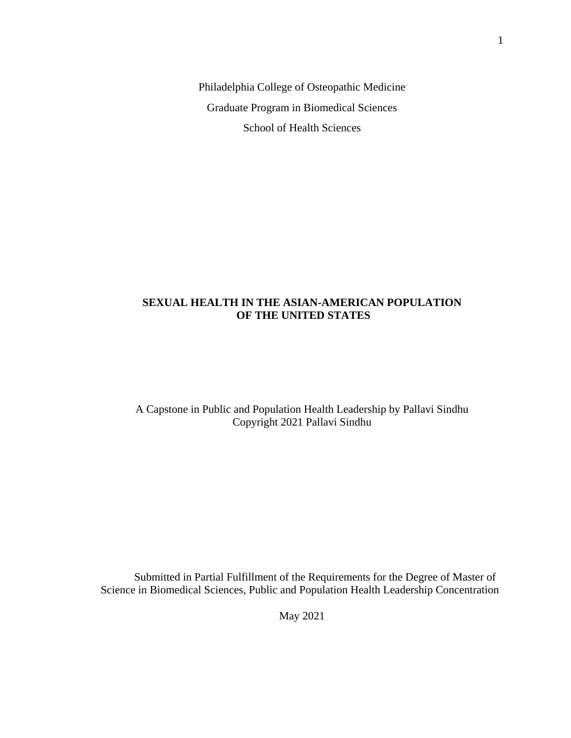Philadelphia College of Osteopathic Medicine

Graduate Program in Biomedical Sciences

School of Health Sciences

**SEXUAL HEALTH IN THE ASIAN-AMERICAN POPULATION OF THE UNITED STATES**

A Capstone in Public and Population Health Leadership by Pallavi Sindhu
Copyright 2021 Pallavi Sindhu

Submitted in Partial Fulfillment of the Requirements for the Degree of Master of Science in Biomedical Sciences, Public and Population Health Leadership Concentration

May 2021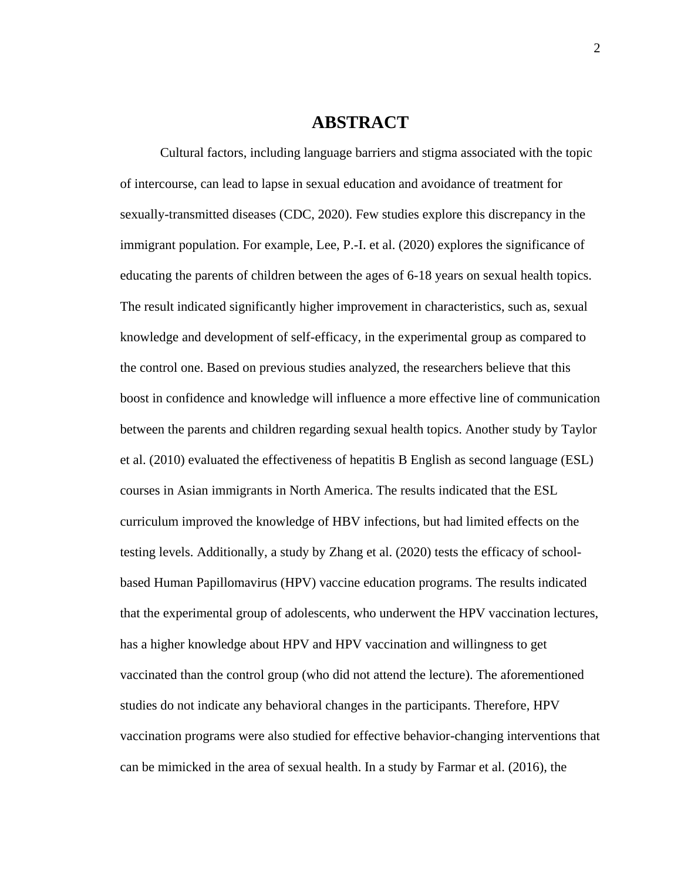# ABSTRACT

Cultural factors, including language barriers and stigma associated with the topic of intercourse, can lead to lapse in sexual education and avoidance of treatment for sexually-transmitted diseases (CDC, 2020). Few studies explore this discrepancy in the immigrant population. For example, Lee, P.-I. et al. (2020) explores the significance of educating the parents of children between the ages of 6-18 years on sexual health topics. The result indicated significantly higher improvement in characteristics, such as, sexual knowledge and development of self-efficacy, in the experimental group as compared to the control one. Based on previous studies analyzed, the researchers believe that this boost in confidence and knowledge will influence a more effective line of communication between the parents and children regarding sexual health topics. Another study by Taylor et al. (2010) evaluated the effectiveness of hepatitis B English as second language (ESL) courses in Asian immigrants in North America. The results indicated that the ESL curriculum improved the knowledge of HBV infections, but had limited effects on the testing levels. Additionally, a study by Zhang et al. (2020) tests the efficacy of school-based Human Papillomavirus (HPV) vaccine education programs. The results indicated that the experimental group of adolescents, who underwent the HPV vaccination lectures, has a higher knowledge about HPV and HPV vaccination and willingness to get vaccinated than the control group (who did not attend the lecture). The aforementioned studies do not indicate any behavioral changes in the participants. Therefore, HPV vaccination programs were also studied for effective behavior-changing interventions that can be mimicked in the area of sexual health. In a study by Farmar et al. (2016), the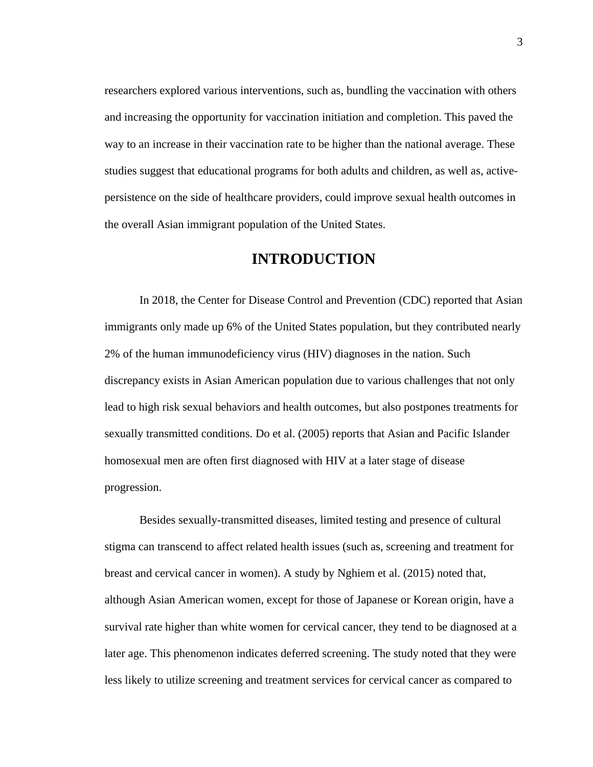researchers explored various interventions, such as, bundling the vaccination with others and increasing the opportunity for vaccination initiation and completion. This paved the way to an increase in their vaccination rate to be higher than the national average. These studies suggest that educational programs for both adults and children, as well as, active-persistence on the side of healthcare providers, could improve sexual health outcomes in the overall Asian immigrant population of the United States.

# INTRODUCTION

In 2018, the Center for Disease Control and Prevention (CDC) reported that Asian immigrants only made up 6% of the United States population, but they contributed nearly 2% of the human immunodeficiency virus (HIV) diagnoses in the nation. Such discrepancy exists in Asian American population due to various challenges that not only lead to high risk sexual behaviors and health outcomes, but also postpones treatments for sexually transmitted conditions. Do et al. (2005) reports that Asian and Pacific Islander homosexual men are often first diagnosed with HIV at a later stage of disease progression.

Besides sexually-transmitted diseases, limited testing and presence of cultural stigma can transcend to affect related health issues (such as, screening and treatment for breast and cervical cancer in women). A study by Nghiem et al. (2015) noted that, although Asian American women, except for those of Japanese or Korean origin, have a survival rate higher than white women for cervical cancer, they tend to be diagnosed at a later age. This phenomenon indicates deferred screening. The study noted that they were less likely to utilize screening and treatment services for cervical cancer as compared to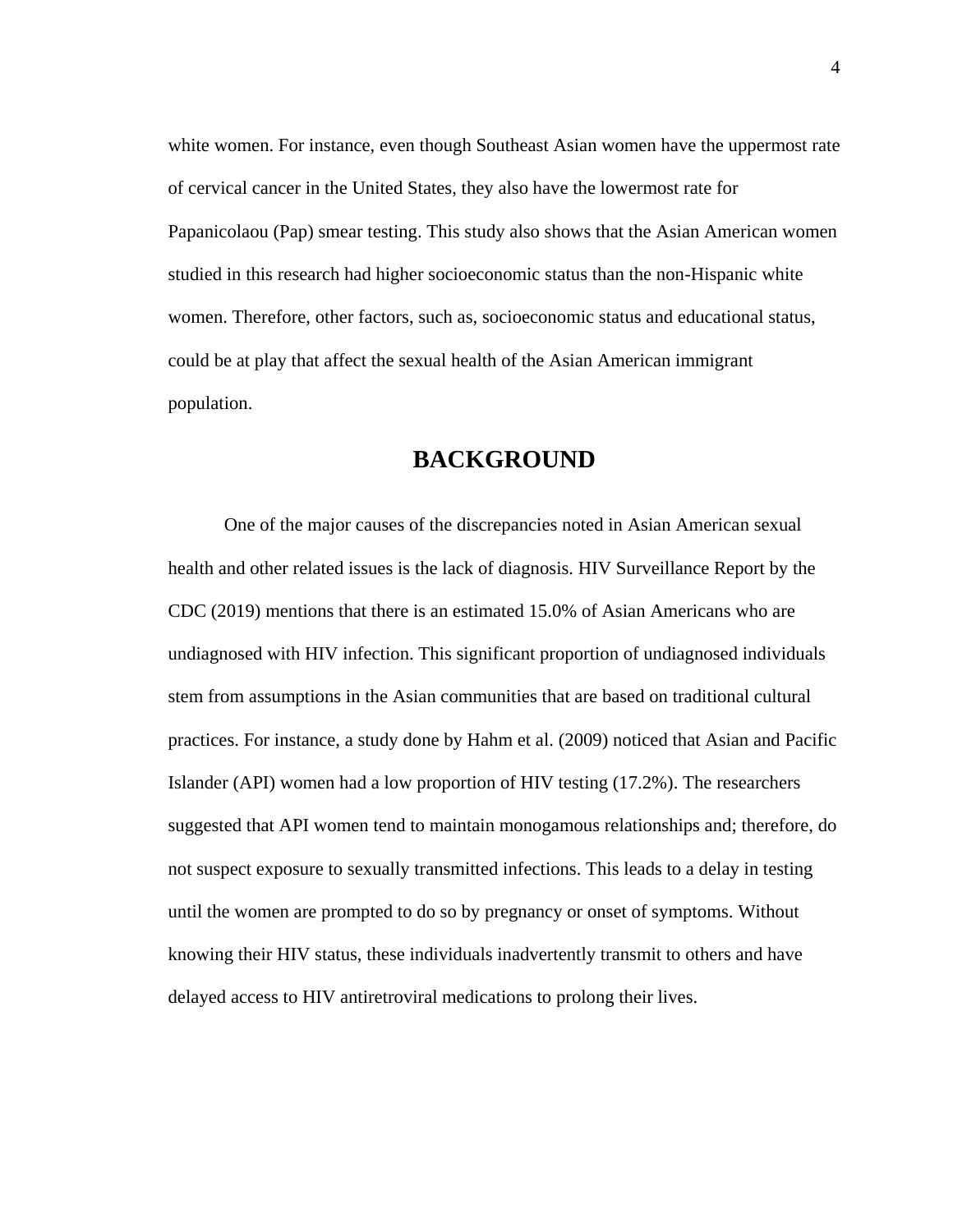white women. For instance, even though Southeast Asian women have the uppermost rate of cervical cancer in the United States, they also have the lowermost rate for Papanicolaou (Pap) smear testing. This study also shows that the Asian American women studied in this research had higher socioeconomic status than the non-Hispanic white women. Therefore, other factors, such as, socioeconomic status and educational status, could be at play that affect the sexual health of the Asian American immigrant population.

## BACKGROUND

One of the major causes of the discrepancies noted in Asian American sexual health and other related issues is the lack of diagnosis. HIV Surveillance Report by the CDC (2019) mentions that there is an estimated 15.0% of Asian Americans who are undiagnosed with HIV infection. This significant proportion of undiagnosed individuals stem from assumptions in the Asian communities that are based on traditional cultural practices. For instance, a study done by Hahm et al. (2009) noticed that Asian and Pacific Islander (API) women had a low proportion of HIV testing (17.2%). The researchers suggested that API women tend to maintain monogamous relationships and; therefore, do not suspect exposure to sexually transmitted infections. This leads to a delay in testing until the women are prompted to do so by pregnancy or onset of symptoms. Without knowing their HIV status, these individuals inadvertently transmit to others and have delayed access to HIV antiretroviral medications to prolong their lives.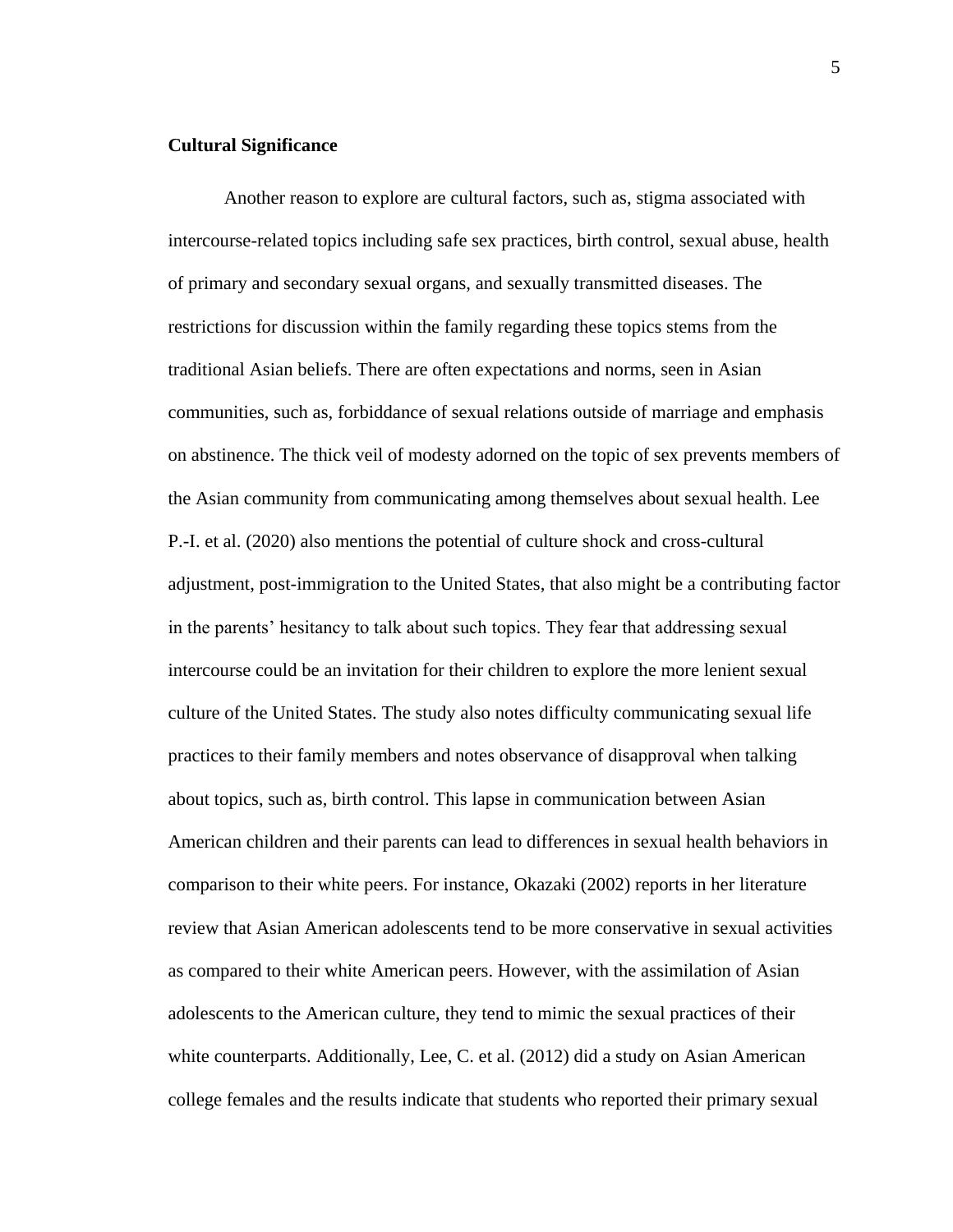## Cultural Significance

Another reason to explore are cultural factors, such as, stigma associated with intercourse-related topics including safe sex practices, birth control, sexual abuse, health of primary and secondary sexual organs, and sexually transmitted diseases. The restrictions for discussion within the family regarding these topics stems from the traditional Asian beliefs. There are often expectations and norms, seen in Asian communities, such as, forbiddance of sexual relations outside of marriage and emphasis on abstinence. The thick veil of modesty adorned on the topic of sex prevents members of the Asian community from communicating among themselves about sexual health. Lee P.-I. et al. (2020) also mentions the potential of culture shock and cross-cultural adjustment, post-immigration to the United States, that also might be a contributing factor in the parents' hesitancy to talk about such topics. They fear that addressing sexual intercourse could be an invitation for their children to explore the more lenient sexual culture of the United States. The study also notes difficulty communicating sexual life practices to their family members and notes observance of disapproval when talking about topics, such as, birth control. This lapse in communication between Asian American children and their parents can lead to differences in sexual health behaviors in comparison to their white peers. For instance, Okazaki (2002) reports in her literature review that Asian American adolescents tend to be more conservative in sexual activities as compared to their white American peers. However, with the assimilation of Asian adolescents to the American culture, they tend to mimic the sexual practices of their white counterparts. Additionally, Lee, C. et al. (2012) did a study on Asian American college females and the results indicate that students who reported their primary sexual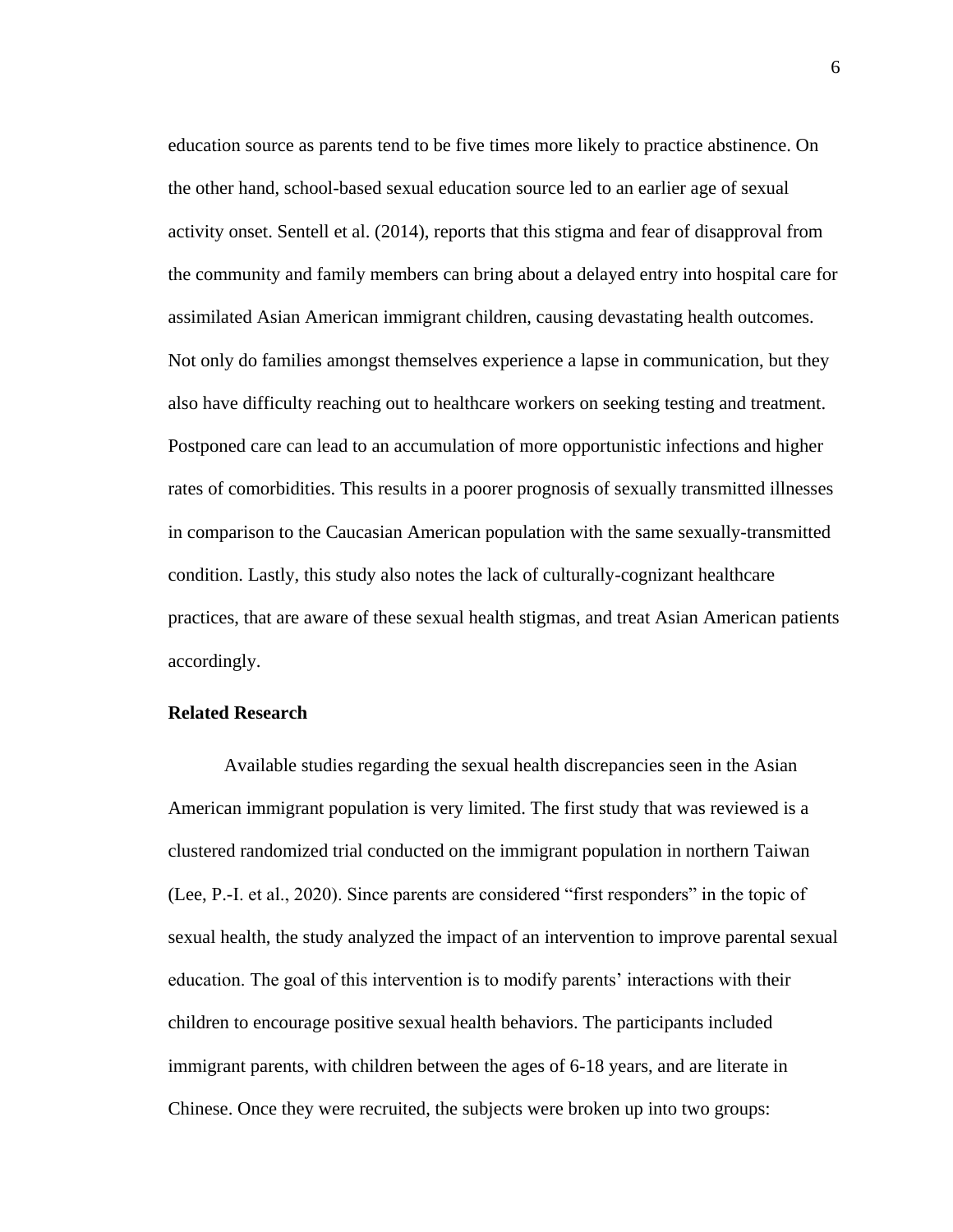education source as parents tend to be five times more likely to practice abstinence. On the other hand, school-based sexual education source led to an earlier age of sexual activity onset. Sentell et al. (2014), reports that this stigma and fear of disapproval from the community and family members can bring about a delayed entry into hospital care for assimilated Asian American immigrant children, causing devastating health outcomes. Not only do families amongst themselves experience a lapse in communication, but they also have difficulty reaching out to healthcare workers on seeking testing and treatment. Postponed care can lead to an accumulation of more opportunistic infections and higher rates of comorbidities. This results in a poorer prognosis of sexually transmitted illnesses in comparison to the Caucasian American population with the same sexually-transmitted condition. Lastly, this study also notes the lack of culturally-cognizant healthcare practices, that are aware of these sexual health stigmas, and treat Asian American patients accordingly.

**Related Research**

Available studies regarding the sexual health discrepancies seen in the Asian American immigrant population is very limited. The first study that was reviewed is a clustered randomized trial conducted on the immigrant population in northern Taiwan (Lee, P.-I. et al., 2020). Since parents are considered "first responders" in the topic of sexual health, the study analyzed the impact of an intervention to improve parental sexual education. The goal of this intervention is to modify parents' interactions with their children to encourage positive sexual health behaviors. The participants included immigrant parents, with children between the ages of 6-18 years, and are literate in Chinese. Once they were recruited, the subjects were broken up into two groups: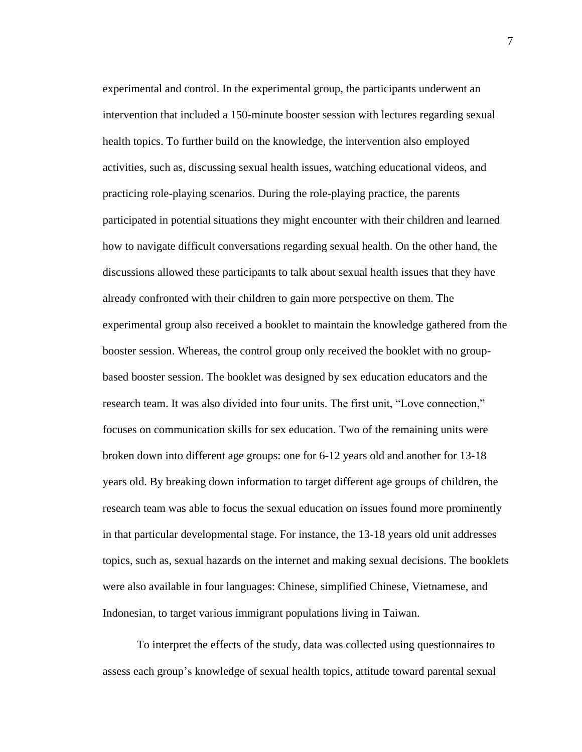experimental and control. In the experimental group, the participants underwent an intervention that included a 150-minute booster session with lectures regarding sexual health topics. To further build on the knowledge, the intervention also employed activities, such as, discussing sexual health issues, watching educational videos, and practicing role-playing scenarios. During the role-playing practice, the parents participated in potential situations they might encounter with their children and learned how to navigate difficult conversations regarding sexual health. On the other hand, the discussions allowed these participants to talk about sexual health issues that they have already confronted with their children to gain more perspective on them. The experimental group also received a booklet to maintain the knowledge gathered from the booster session. Whereas, the control group only received the booklet with no group-based booster session. The booklet was designed by sex education educators and the research team. It was also divided into four units. The first unit, "Love connection," focuses on communication skills for sex education. Two of the remaining units were broken down into different age groups: one for 6-12 years old and another for 13-18 years old. By breaking down information to target different age groups of children, the research team was able to focus the sexual education on issues found more prominently in that particular developmental stage. For instance, the 13-18 years old unit addresses topics, such as, sexual hazards on the internet and making sexual decisions. The booklets were also available in four languages: Chinese, simplified Chinese, Vietnamese, and Indonesian, to target various immigrant populations living in Taiwan.

To interpret the effects of the study, data was collected using questionnaires to assess each group's knowledge of sexual health topics, attitude toward parental sexual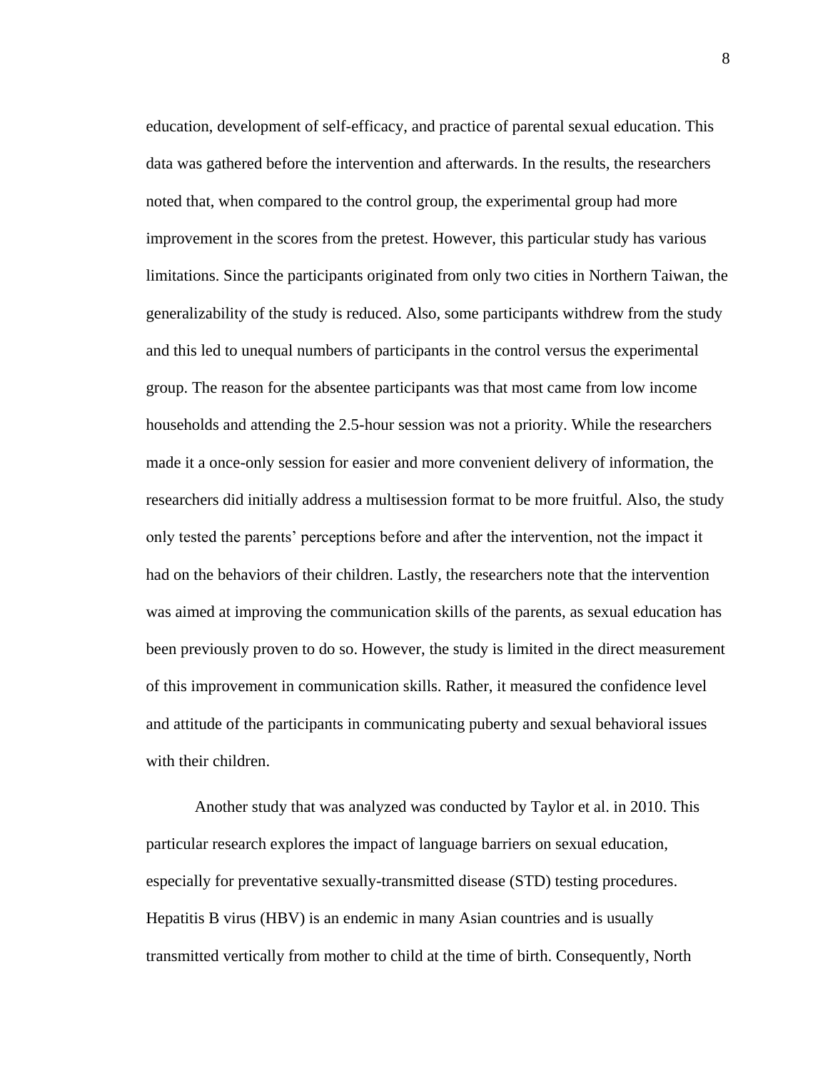education, development of self-efficacy, and practice of parental sexual education. This data was gathered before the intervention and afterwards. In the results, the researchers noted that, when compared to the control group, the experimental group had more improvement in the scores from the pretest. However, this particular study has various limitations. Since the participants originated from only two cities in Northern Taiwan, the generalizability of the study is reduced. Also, some participants withdrew from the study and this led to unequal numbers of participants in the control versus the experimental group. The reason for the absentee participants was that most came from low income households and attending the 2.5-hour session was not a priority. While the researchers made it a once-only session for easier and more convenient delivery of information, the researchers did initially address a multisession format to be more fruitful. Also, the study only tested the parents' perceptions before and after the intervention, not the impact it had on the behaviors of their children. Lastly, the researchers note that the intervention was aimed at improving the communication skills of the parents, as sexual education has been previously proven to do so. However, the study is limited in the direct measurement of this improvement in communication skills. Rather, it measured the confidence level and attitude of the participants in communicating puberty and sexual behavioral issues with their children.

Another study that was analyzed was conducted by Taylor et al. in 2010. This particular research explores the impact of language barriers on sexual education, especially for preventative sexually-transmitted disease (STD) testing procedures. Hepatitis B virus (HBV) is an endemic in many Asian countries and is usually transmitted vertically from mother to child at the time of birth. Consequently, North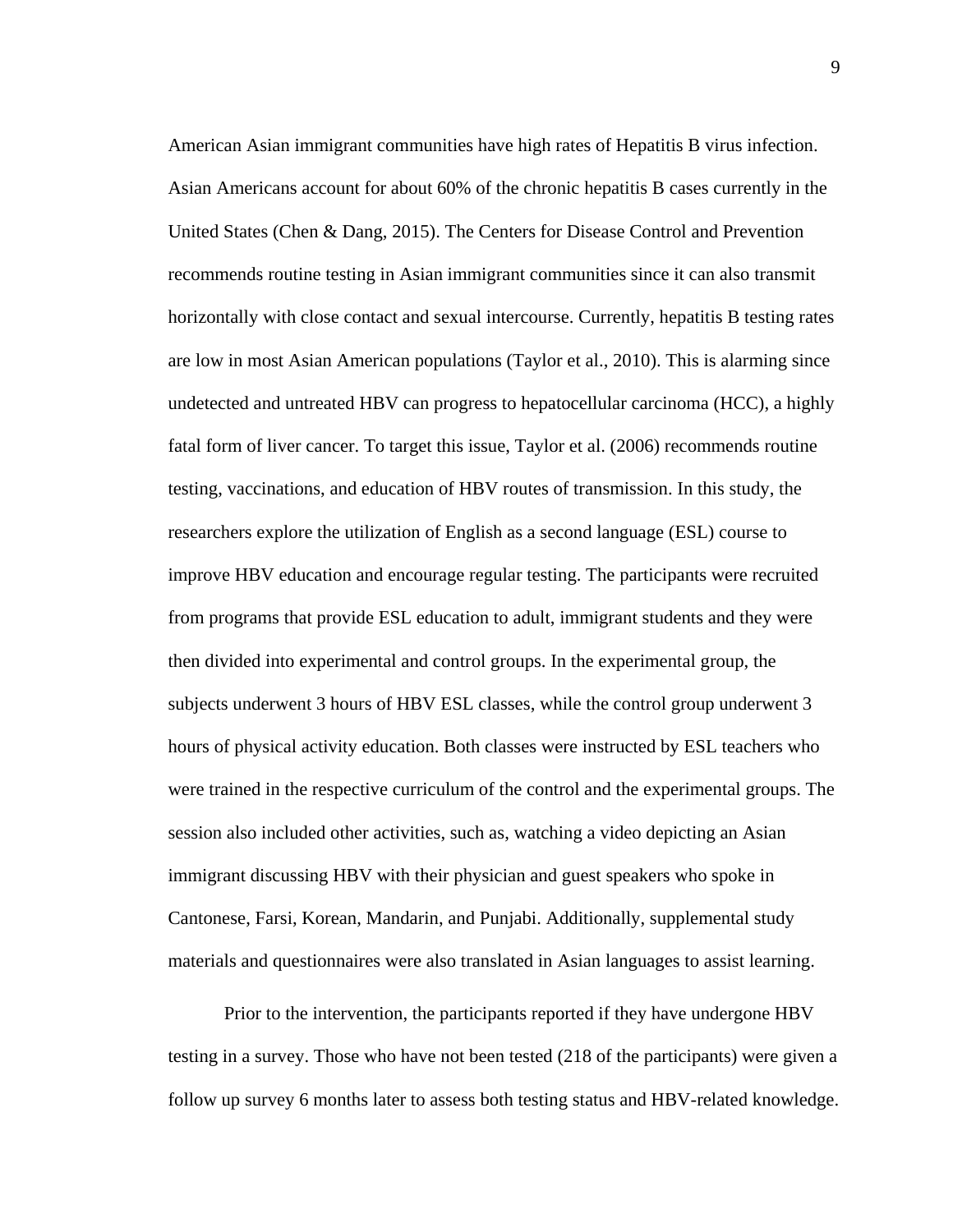American Asian immigrant communities have high rates of Hepatitis B virus infection. Asian Americans account for about 60% of the chronic hepatitis B cases currently in the United States (Chen & Dang, 2015). The Centers for Disease Control and Prevention recommends routine testing in Asian immigrant communities since it can also transmit horizontally with close contact and sexual intercourse. Currently, hepatitis B testing rates are low in most Asian American populations (Taylor et al., 2010). This is alarming since undetected and untreated HBV can progress to hepatocellular carcinoma (HCC), a highly fatal form of liver cancer. To target this issue, Taylor et al. (2006) recommends routine testing, vaccinations, and education of HBV routes of transmission. In this study, the researchers explore the utilization of English as a second language (ESL) course to improve HBV education and encourage regular testing. The participants were recruited from programs that provide ESL education to adult, immigrant students and they were then divided into experimental and control groups. In the experimental group, the subjects underwent 3 hours of HBV ESL classes, while the control group underwent 3 hours of physical activity education. Both classes were instructed by ESL teachers who were trained in the respective curriculum of the control and the experimental groups. The session also included other activities, such as, watching a video depicting an Asian immigrant discussing HBV with their physician and guest speakers who spoke in Cantonese, Farsi, Korean, Mandarin, and Punjabi. Additionally, supplemental study materials and questionnaires were also translated in Asian languages to assist learning.

Prior to the intervention, the participants reported if they have undergone HBV testing in a survey. Those who have not been tested (218 of the participants) were given a follow up survey 6 months later to assess both testing status and HBV-related knowledge.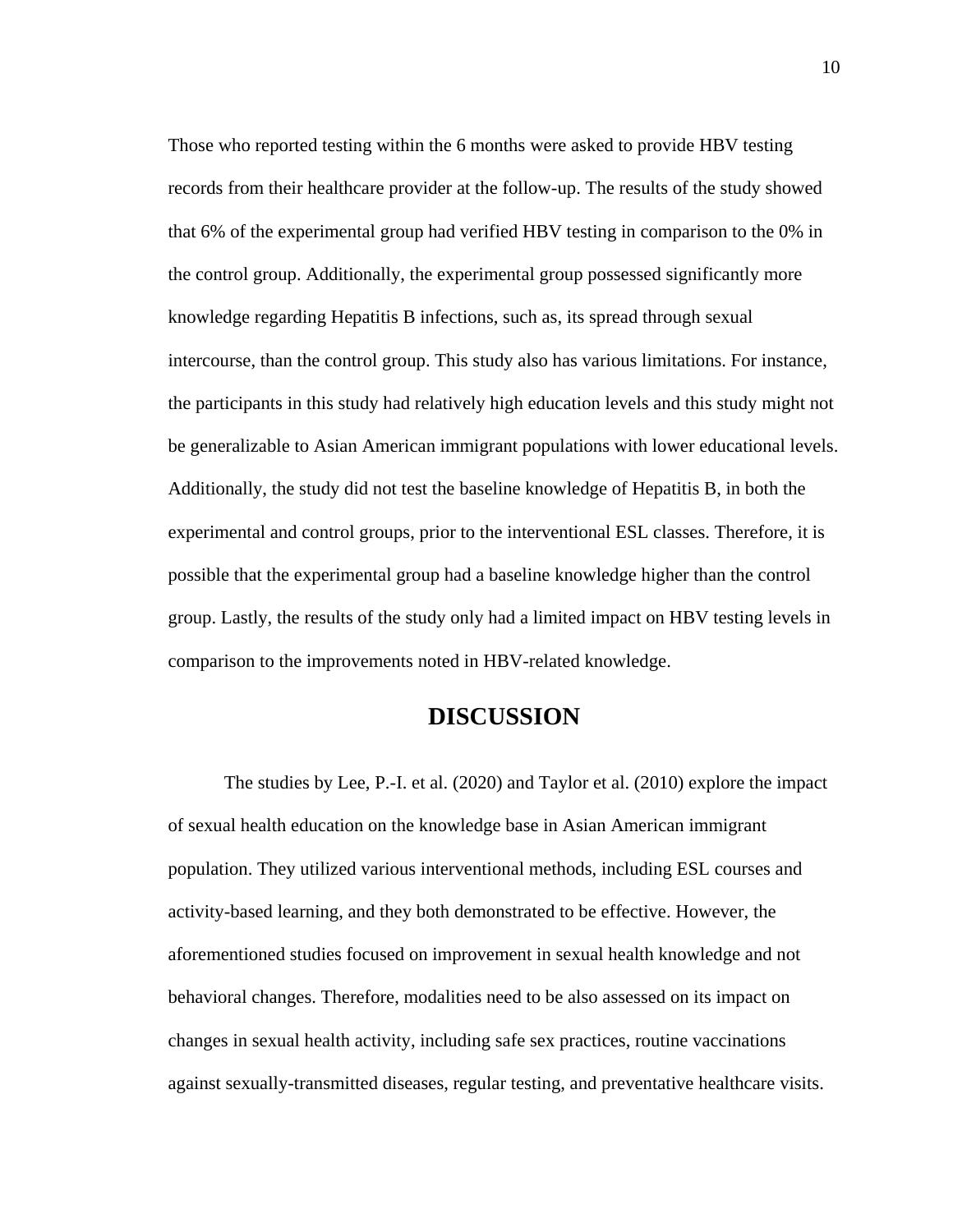Those who reported testing within the 6 months were asked to provide HBV testing records from their healthcare provider at the follow-up. The results of the study showed that 6% of the experimental group had verified HBV testing in comparison to the 0% in the control group. Additionally, the experimental group possessed significantly more knowledge regarding Hepatitis B infections, such as, its spread through sexual intercourse, than the control group. This study also has various limitations. For instance, the participants in this study had relatively high education levels and this study might not be generalizable to Asian American immigrant populations with lower educational levels. Additionally, the study did not test the baseline knowledge of Hepatitis B, in both the experimental and control groups, prior to the interventional ESL classes. Therefore, it is possible that the experimental group had a baseline knowledge higher than the control group. Lastly, the results of the study only had a limited impact on HBV testing levels in comparison to the improvements noted in HBV-related knowledge.

# DISCUSSION

The studies by Lee, P.-I. et al. (2020) and Taylor et al. (2010) explore the impact of sexual health education on the knowledge base in Asian American immigrant population. They utilized various interventional methods, including ESL courses and activity-based learning, and they both demonstrated to be effective. However, the aforementioned studies focused on improvement in sexual health knowledge and not behavioral changes. Therefore, modalities need to be also assessed on its impact on changes in sexual health activity, including safe sex practices, routine vaccinations against sexually-transmitted diseases, regular testing, and preventative healthcare visits.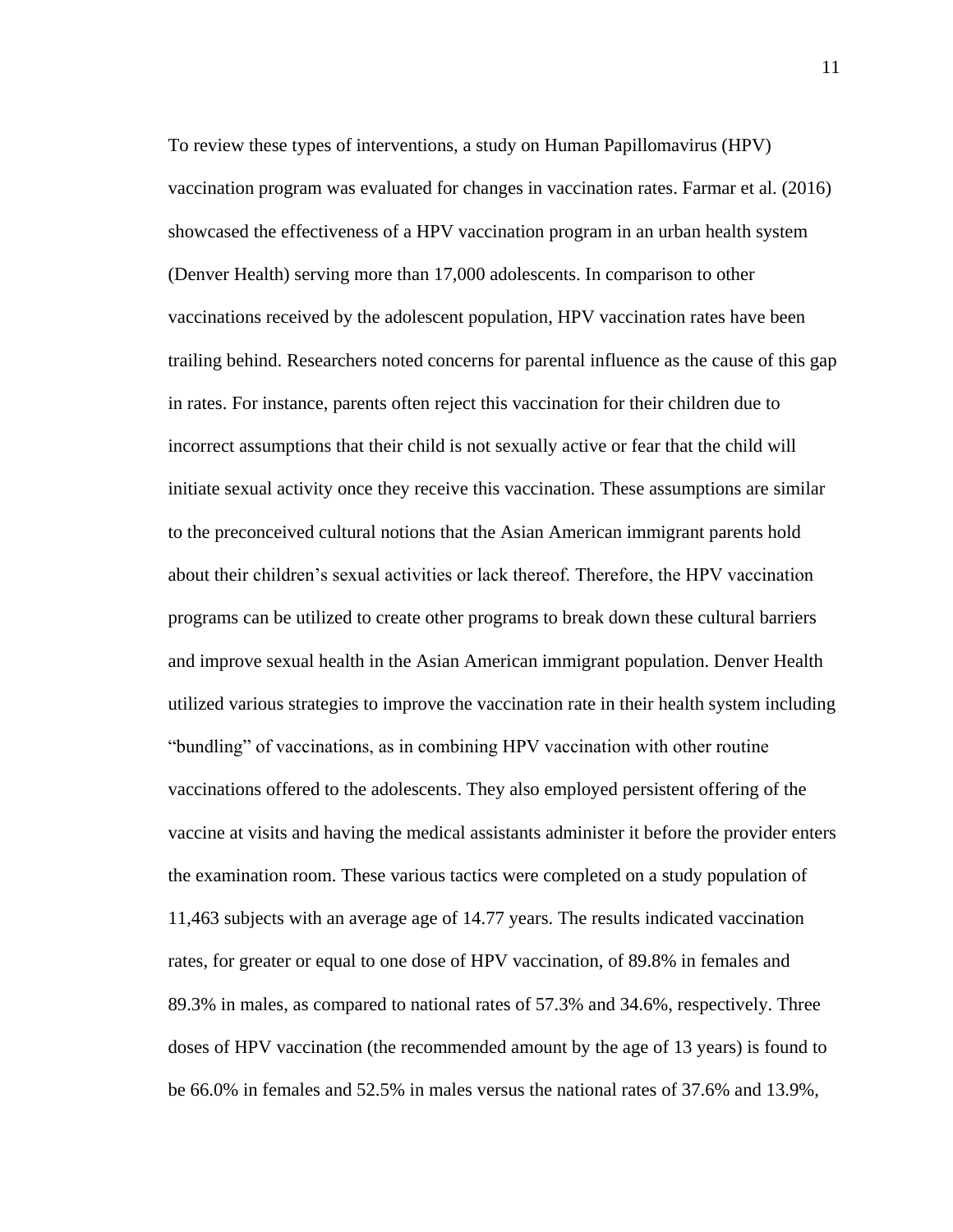To review these types of interventions, a study on Human Papillomavirus (HPV) vaccination program was evaluated for changes in vaccination rates. Farmar et al. (2016) showcased the effectiveness of a HPV vaccination program in an urban health system (Denver Health) serving more than 17,000 adolescents. In comparison to other vaccinations received by the adolescent population, HPV vaccination rates have been trailing behind. Researchers noted concerns for parental influence as the cause of this gap in rates. For instance, parents often reject this vaccination for their children due to incorrect assumptions that their child is not sexually active or fear that the child will initiate sexual activity once they receive this vaccination. These assumptions are similar to the preconceived cultural notions that the Asian American immigrant parents hold about their children's sexual activities or lack thereof. Therefore, the HPV vaccination programs can be utilized to create other programs to break down these cultural barriers and improve sexual health in the Asian American immigrant population. Denver Health utilized various strategies to improve the vaccination rate in their health system including "bundling" of vaccinations, as in combining HPV vaccination with other routine vaccinations offered to the adolescents. They also employed persistent offering of the vaccine at visits and having the medical assistants administer it before the provider enters the examination room. These various tactics were completed on a study population of 11,463 subjects with an average age of 14.77 years. The results indicated vaccination rates, for greater or equal to one dose of HPV vaccination, of 89.8% in females and 89.3% in males, as compared to national rates of 57.3% and 34.6%, respectively. Three doses of HPV vaccination (the recommended amount by the age of 13 years) is found to be 66.0% in females and 52.5% in males versus the national rates of 37.6% and 13.9%,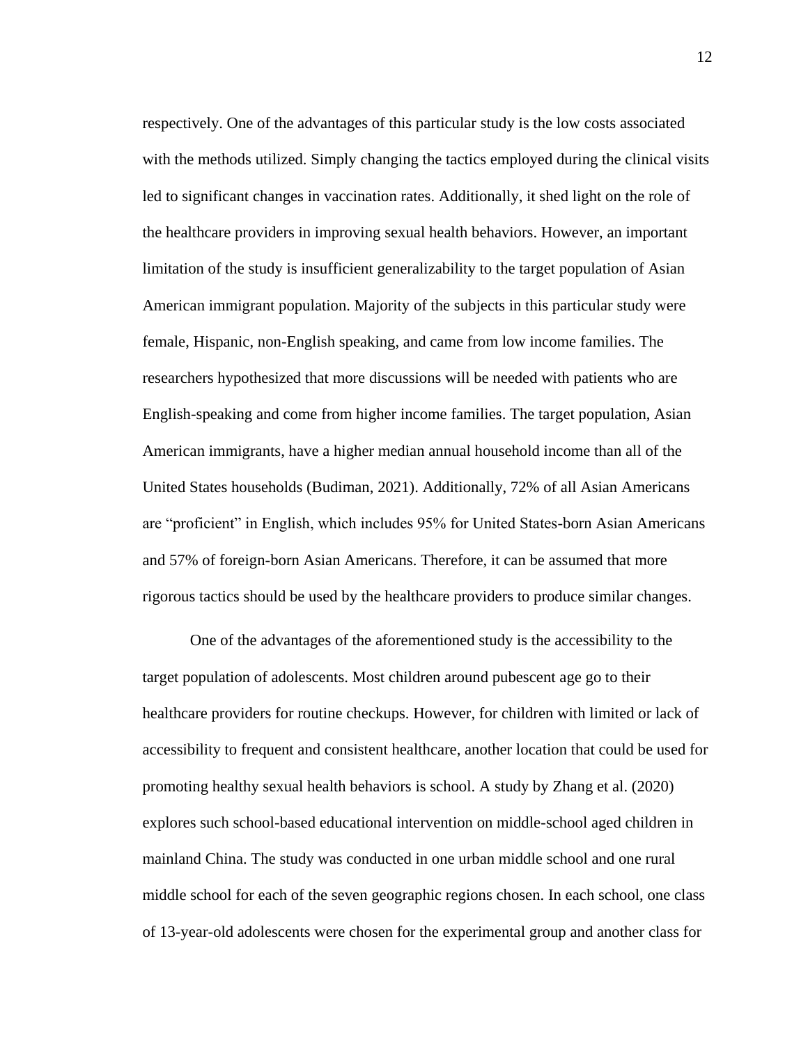respectively. One of the advantages of this particular study is the low costs associated with the methods utilized. Simply changing the tactics employed during the clinical visits led to significant changes in vaccination rates. Additionally, it shed light on the role of the healthcare providers in improving sexual health behaviors. However, an important limitation of the study is insufficient generalizability to the target population of Asian American immigrant population. Majority of the subjects in this particular study were female, Hispanic, non-English speaking, and came from low income families. The researchers hypothesized that more discussions will be needed with patients who are English-speaking and come from higher income families. The target population, Asian American immigrants, have a higher median annual household income than all of the United States households (Budiman, 2021). Additionally, 72% of all Asian Americans are "proficient" in English, which includes 95% for United States-born Asian Americans and 57% of foreign-born Asian Americans. Therefore, it can be assumed that more rigorous tactics should be used by the healthcare providers to produce similar changes.

One of the advantages of the aforementioned study is the accessibility to the target population of adolescents. Most children around pubescent age go to their healthcare providers for routine checkups. However, for children with limited or lack of accessibility to frequent and consistent healthcare, another location that could be used for promoting healthy sexual health behaviors is school. A study by Zhang et al. (2020) explores such school-based educational intervention on middle-school aged children in mainland China. The study was conducted in one urban middle school and one rural middle school for each of the seven geographic regions chosen. In each school, one class of 13-year-old adolescents were chosen for the experimental group and another class for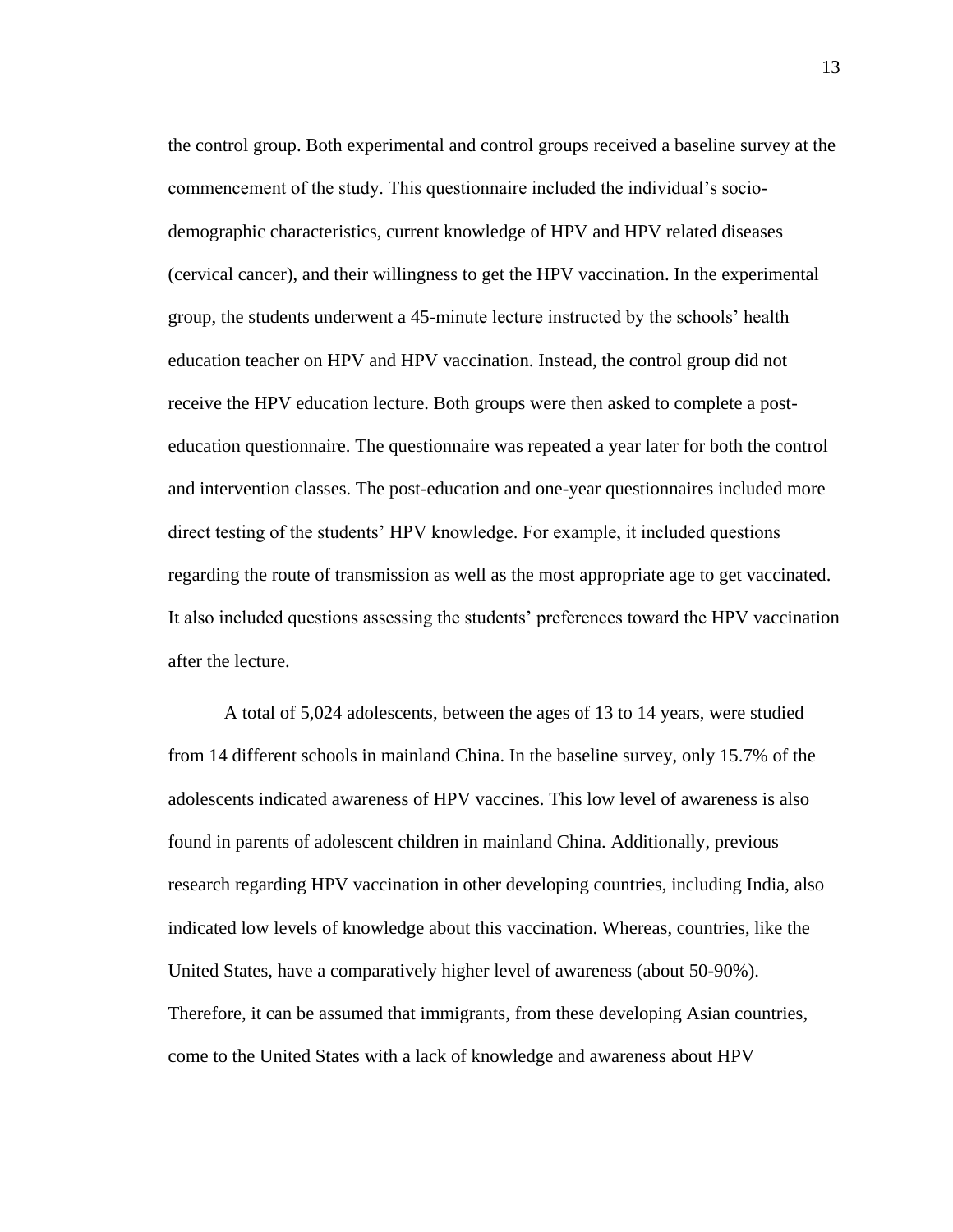the control group. Both experimental and control groups received a baseline survey at the commencement of the study. This questionnaire included the individual's socio-demographic characteristics, current knowledge of HPV and HPV related diseases (cervical cancer), and their willingness to get the HPV vaccination. In the experimental group, the students underwent a 45-minute lecture instructed by the schools' health education teacher on HPV and HPV vaccination. Instead, the control group did not receive the HPV education lecture. Both groups were then asked to complete a post-education questionnaire. The questionnaire was repeated a year later for both the control and intervention classes. The post-education and one-year questionnaires included more direct testing of the students' HPV knowledge. For example, it included questions regarding the route of transmission as well as the most appropriate age to get vaccinated. It also included questions assessing the students' preferences toward the HPV vaccination after the lecture.

A total of 5,024 adolescents, between the ages of 13 to 14 years, were studied from 14 different schools in mainland China. In the baseline survey, only 15.7% of the adolescents indicated awareness of HPV vaccines. This low level of awareness is also found in parents of adolescent children in mainland China. Additionally, previous research regarding HPV vaccination in other developing countries, including India, also indicated low levels of knowledge about this vaccination. Whereas, countries, like the United States, have a comparatively higher level of awareness (about 50-90%). Therefore, it can be assumed that immigrants, from these developing Asian countries, come to the United States with a lack of knowledge and awareness about HPV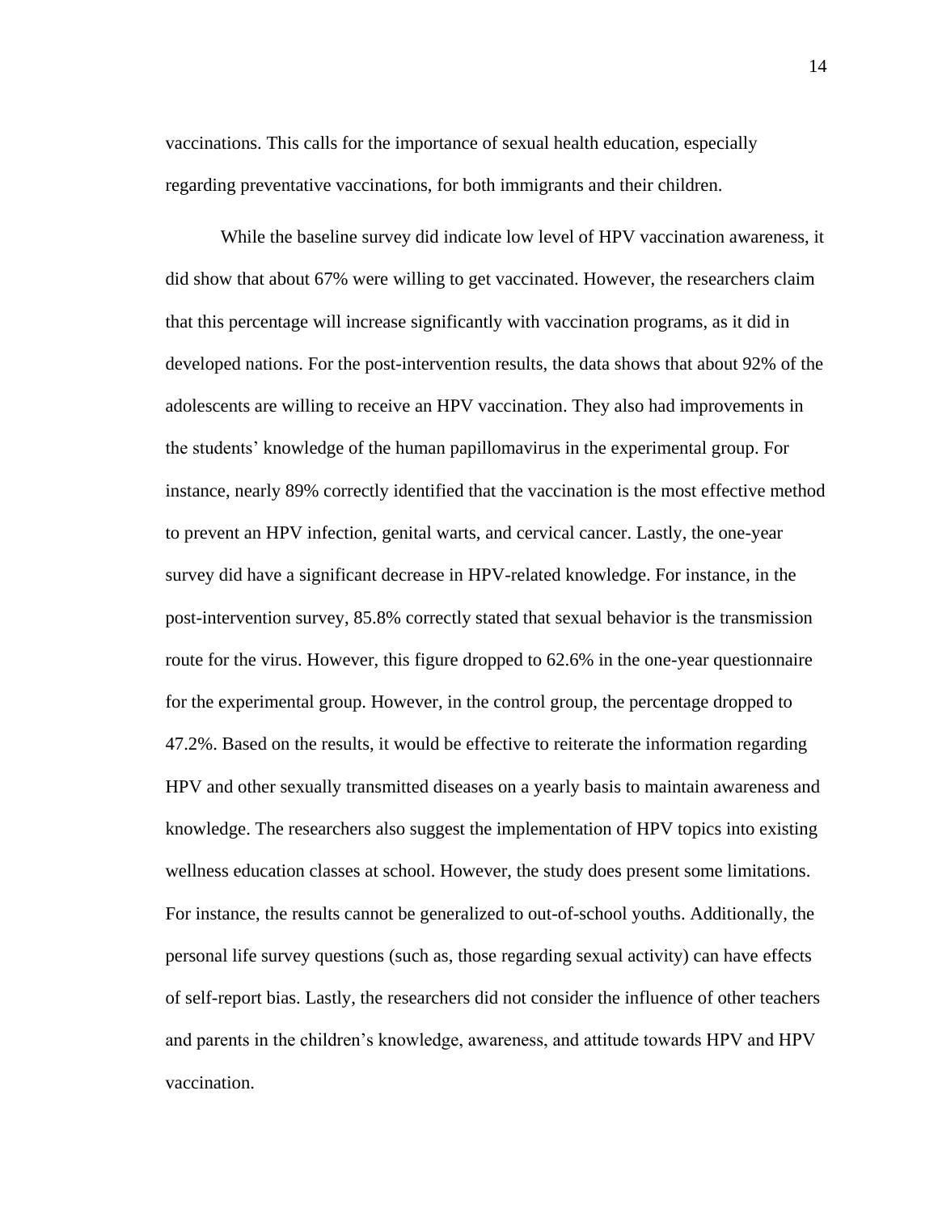vaccinations. This calls for the importance of sexual health education, especially regarding preventative vaccinations, for both immigrants and their children.

While the baseline survey did indicate low level of HPV vaccination awareness, it did show that about 67% were willing to get vaccinated. However, the researchers claim that this percentage will increase significantly with vaccination programs, as it did in developed nations. For the post-intervention results, the data shows that about 92% of the adolescents are willing to receive an HPV vaccination. They also had improvements in the students' knowledge of the human papillomavirus in the experimental group. For instance, nearly 89% correctly identified that the vaccination is the most effective method to prevent an HPV infection, genital warts, and cervical cancer. Lastly, the one-year survey did have a significant decrease in HPV-related knowledge. For instance, in the post-intervention survey, 85.8% correctly stated that sexual behavior is the transmission route for the virus. However, this figure dropped to 62.6% in the one-year questionnaire for the experimental group. However, in the control group, the percentage dropped to 47.2%. Based on the results, it would be effective to reiterate the information regarding HPV and other sexually transmitted diseases on a yearly basis to maintain awareness and knowledge. The researchers also suggest the implementation of HPV topics into existing wellness education classes at school. However, the study does present some limitations. For instance, the results cannot be generalized to out-of-school youths. Additionally, the personal life survey questions (such as, those regarding sexual activity) can have effects of self-report bias. Lastly, the researchers did not consider the influence of other teachers and parents in the children's knowledge, awareness, and attitude towards HPV and HPV vaccination.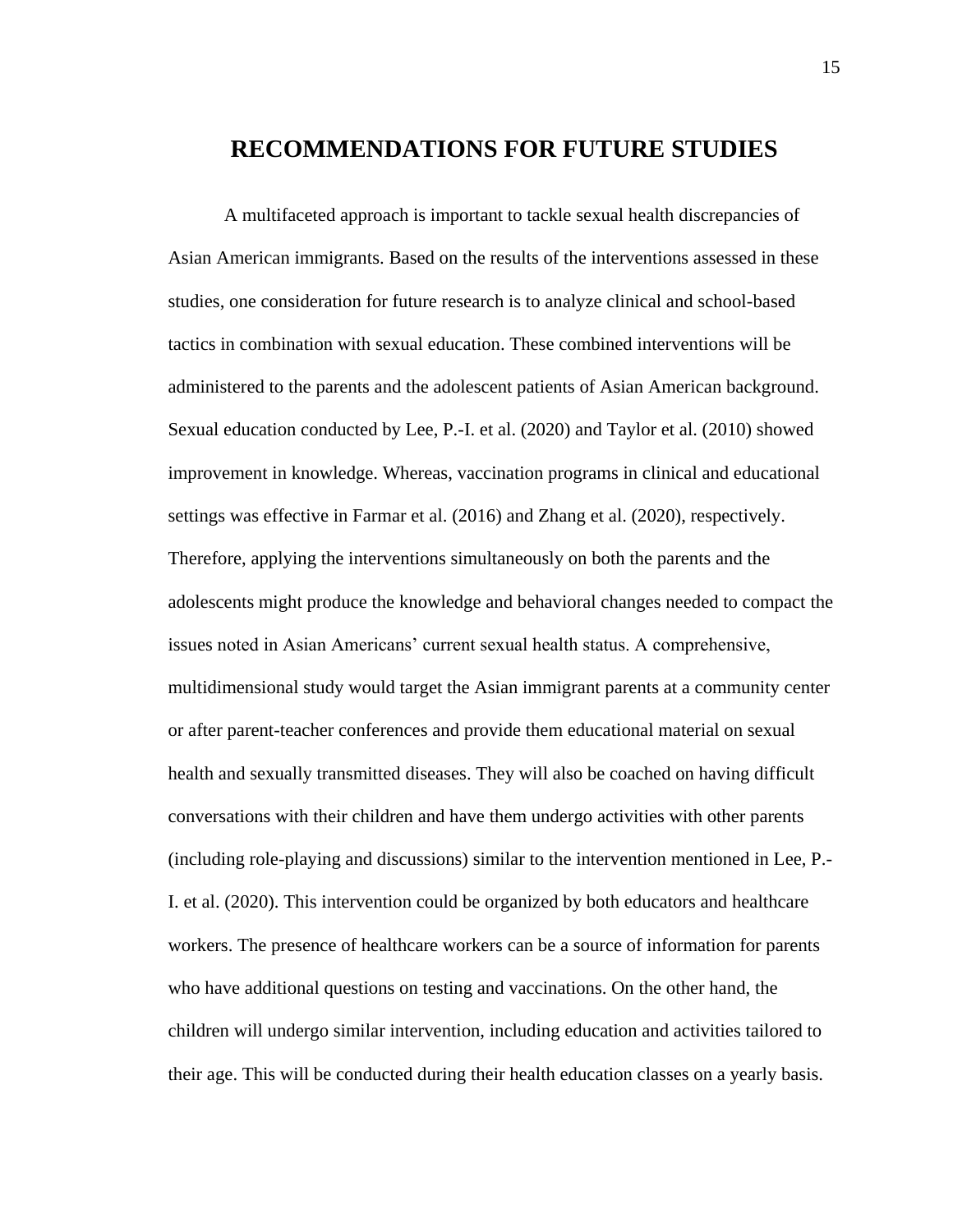# RECOMMENDATIONS FOR FUTURE STUDIES

A multifaceted approach is important to tackle sexual health discrepancies of Asian American immigrants. Based on the results of the interventions assessed in these studies, one consideration for future research is to analyze clinical and school-based tactics in combination with sexual education. These combined interventions will be administered to the parents and the adolescent patients of Asian American background. Sexual education conducted by Lee, P.-I. et al. (2020) and Taylor et al. (2010) showed improvement in knowledge. Whereas, vaccination programs in clinical and educational settings was effective in Farmar et al. (2016) and Zhang et al. (2020), respectively. Therefore, applying the interventions simultaneously on both the parents and the adolescents might produce the knowledge and behavioral changes needed to compact the issues noted in Asian Americans' current sexual health status. A comprehensive, multidimensional study would target the Asian immigrant parents at a community center or after parent-teacher conferences and provide them educational material on sexual health and sexually transmitted diseases. They will also be coached on having difficult conversations with their children and have them undergo activities with other parents (including role-playing and discussions) similar to the intervention mentioned in Lee, P.-I. et al. (2020). This intervention could be organized by both educators and healthcare workers. The presence of healthcare workers can be a source of information for parents who have additional questions on testing and vaccinations. On the other hand, the children will undergo similar intervention, including education and activities tailored to their age. This will be conducted during their health education classes on a yearly basis.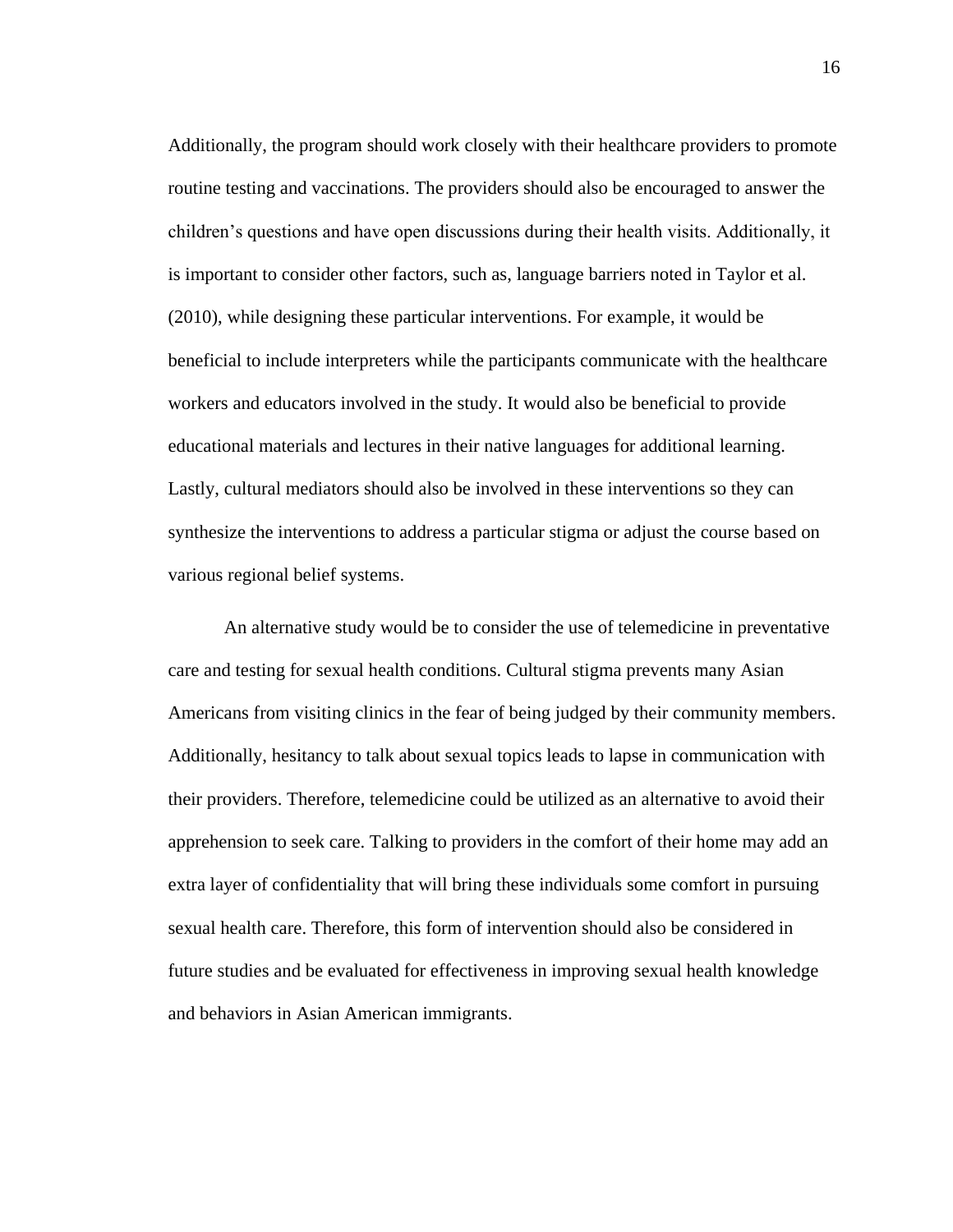Additionally, the program should work closely with their healthcare providers to promote routine testing and vaccinations. The providers should also be encouraged to answer the children's questions and have open discussions during their health visits. Additionally, it is important to consider other factors, such as, language barriers noted in Taylor et al. (2010), while designing these particular interventions. For example, it would be beneficial to include interpreters while the participants communicate with the healthcare workers and educators involved in the study. It would also be beneficial to provide educational materials and lectures in their native languages for additional learning. Lastly, cultural mediators should also be involved in these interventions so they can synthesize the interventions to address a particular stigma or adjust the course based on various regional belief systems.

An alternative study would be to consider the use of telemedicine in preventative care and testing for sexual health conditions. Cultural stigma prevents many Asian Americans from visiting clinics in the fear of being judged by their community members. Additionally, hesitancy to talk about sexual topics leads to lapse in communication with their providers. Therefore, telemedicine could be utilized as an alternative to avoid their apprehension to seek care. Talking to providers in the comfort of their home may add an extra layer of confidentiality that will bring these individuals some comfort in pursuing sexual health care. Therefore, this form of intervention should also be considered in future studies and be evaluated for effectiveness in improving sexual health knowledge and behaviors in Asian American immigrants.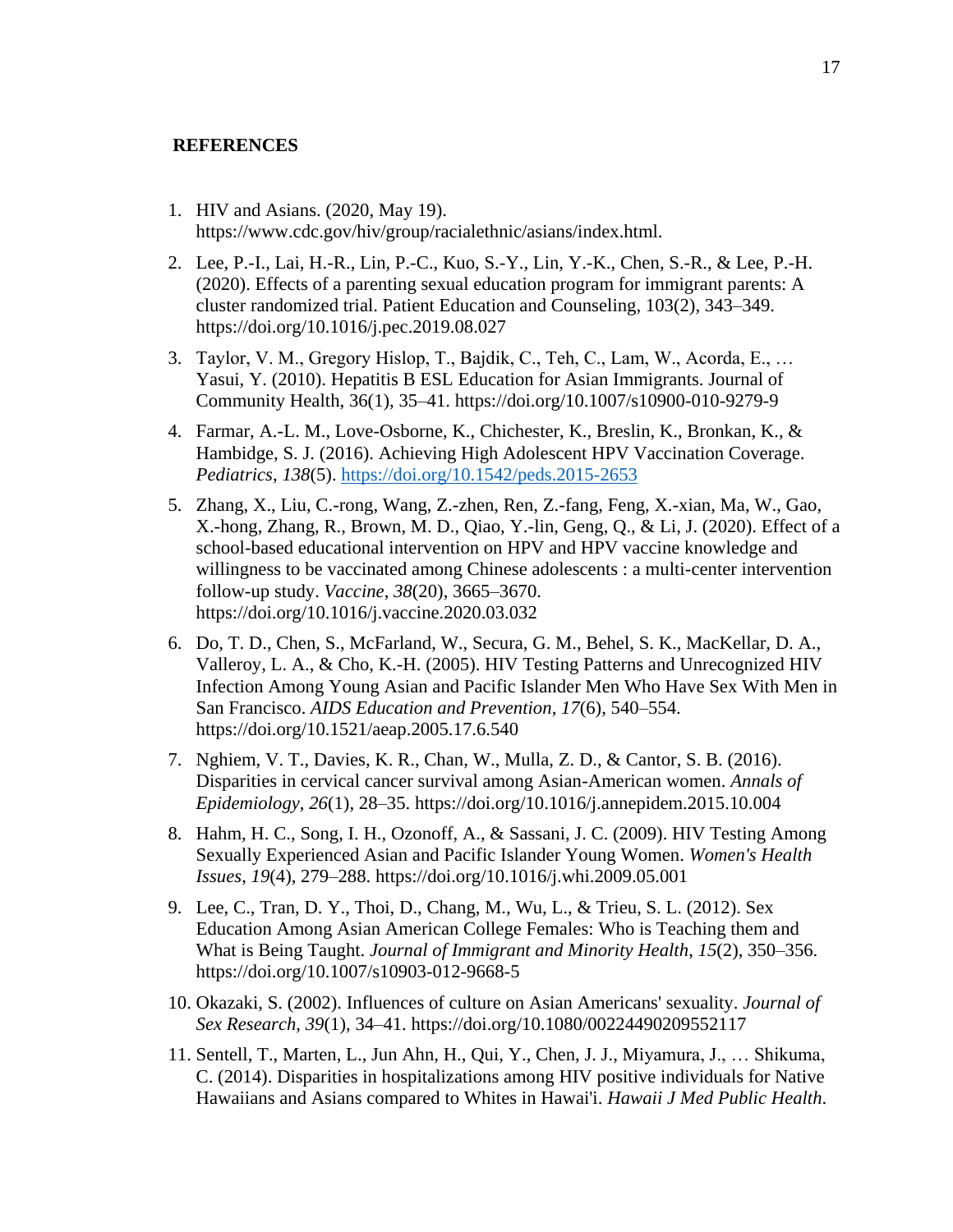## REFERENCES

1. HIV and Asians. (2020, May 19). https://www.cdc.gov/hiv/group/racialethnic/asians/index.html.
2. Lee, P.-I., Lai, H.-R., Lin, P.-C., Kuo, S.-Y., Lin, Y.-K., Chen, S.-R., & Lee, P.-H. (2020). Effects of a parenting sexual education program for immigrant parents: A cluster randomized trial. Patient Education and Counseling, 103(2), 343–349. https://doi.org/10.1016/j.pec.2019.08.027
3. Taylor, V. M., Gregory Hislop, T., Bajdik, C., Teh, C., Lam, W., Acorda, E., … Yasui, Y. (2010). Hepatitis B ESL Education for Asian Immigrants. Journal of Community Health, 36(1), 35–41. https://doi.org/10.1007/s10900-010-9279-9
4. Farmar, A.-L. M., Love-Osborne, K., Chichester, K., Breslin, K., Bronkan, K., & Hambidge, S. J. (2016). Achieving High Adolescent HPV Vaccination Coverage. *Pediatrics*, *138*(5). https://doi.org/10.1542/peds.2015-2653
5. Zhang, X., Liu, C.-rong, Wang, Z.-zhen, Ren, Z.-fang, Feng, X.-xian, Ma, W., Gao, X.-hong, Zhang, R., Brown, M. D., Qiao, Y.-lin, Geng, Q., & Li, J. (2020). Effect of a school-based educational intervention on HPV and HPV vaccine knowledge and willingness to be vaccinated among Chinese adolescents : a multi-center intervention follow-up study. *Vaccine*, *38*(20), 3665–3670. https://doi.org/10.1016/j.vaccine.2020.03.032
6. Do, T. D., Chen, S., McFarland, W., Secura, G. M., Behel, S. K., MacKellar, D. A., Valleroy, L. A., & Cho, K.-H. (2005). HIV Testing Patterns and Unrecognized HIV Infection Among Young Asian and Pacific Islander Men Who Have Sex With Men in San Francisco. *AIDS Education and Prevention*, *17*(6), 540–554. https://doi.org/10.1521/aeap.2005.17.6.540
7. Nghiem, V. T., Davies, K. R., Chan, W., Mulla, Z. D., & Cantor, S. B. (2016). Disparities in cervical cancer survival among Asian-American women. *Annals of Epidemiology*, *26*(1), 28–35. https://doi.org/10.1016/j.annepidem.2015.10.004
8. Hahm, H. C., Song, I. H., Ozonoff, A., & Sassani, J. C. (2009). HIV Testing Among Sexually Experienced Asian and Pacific Islander Young Women. *Women's Health Issues*, *19*(4), 279–288. https://doi.org/10.1016/j.whi.2009.05.001
9. Lee, C., Tran, D. Y., Thoi, D., Chang, M., Wu, L., & Trieu, S. L. (2012). Sex Education Among Asian American College Females: Who is Teaching them and What is Being Taught. *Journal of Immigrant and Minority Health*, *15*(2), 350–356. https://doi.org/10.1007/s10903-012-9668-5
10. Okazaki, S. (2002). Influences of culture on Asian Americans' sexuality. *Journal of Sex Research*, *39*(1), 34–41. https://doi.org/10.1080/00224490209552117
11. Sentell, T., Marten, L., Jun Ahn, H., Qui, Y., Chen, J. J., Miyamura, J., … Shikuma, C. (2014). Disparities in hospitalizations among HIV positive individuals for Native Hawaiians and Asians compared to Whites in Hawai'i. *Hawaii J Med Public Health*.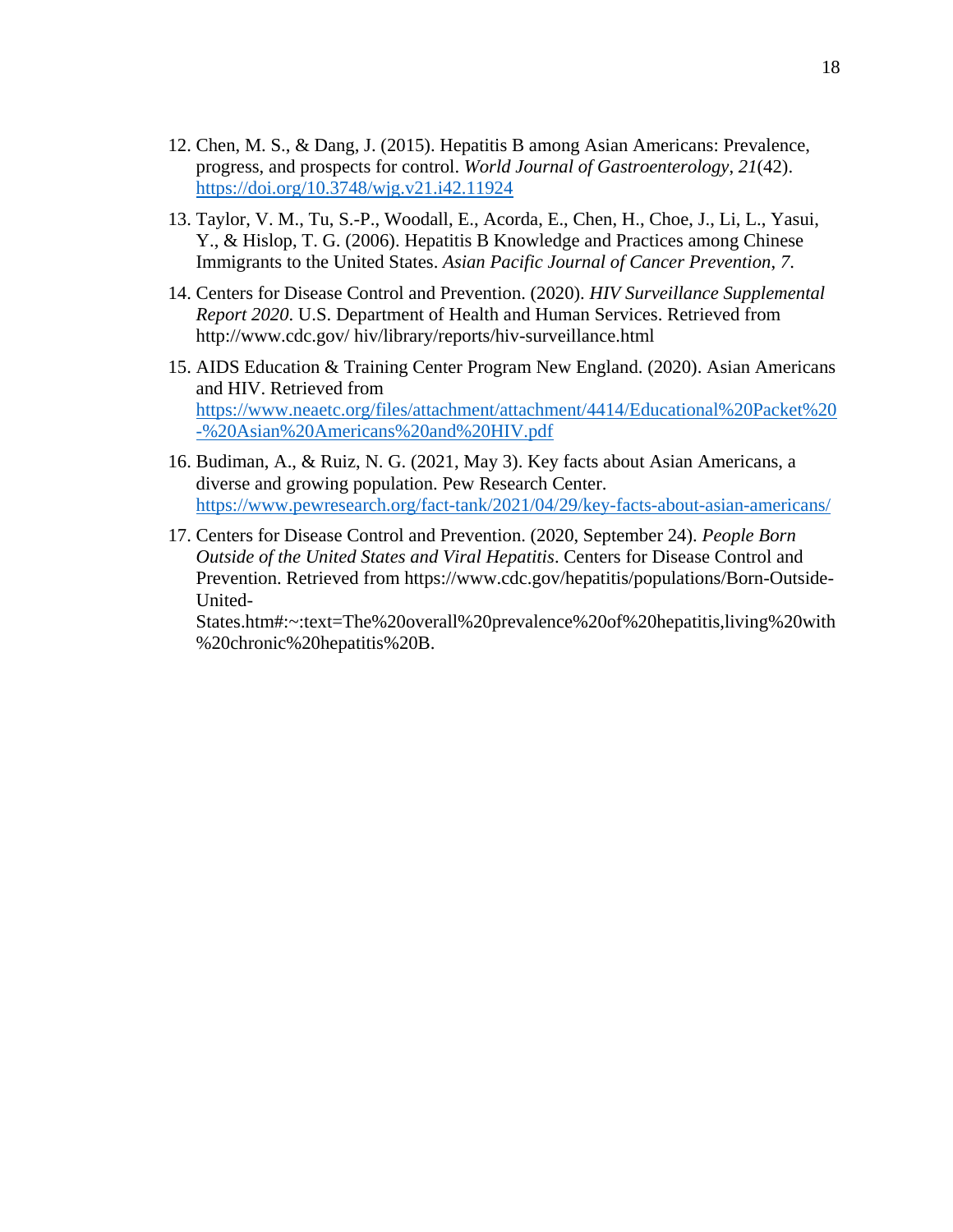12. Chen, M. S., & Dang, J. (2015). Hepatitis B among Asian Americans: Prevalence, progress, and prospects for control. *World Journal of Gastroenterology*, *21*(42). https://doi.org/10.3748/wjg.v21.i42.11924

13. Taylor, V. M., Tu, S.-P., Woodall, E., Acorda, E., Chen, H., Choe, J., Li, L., Yasui, Y., & Hislop, T. G. (2006). Hepatitis B Knowledge and Practices among Chinese Immigrants to the United States. *Asian Pacific Journal of Cancer Prevention*, *7*.

14. Centers for Disease Control and Prevention. (2020). *HIV Surveillance Supplemental Report 2020*. U.S. Department of Health and Human Services. Retrieved from http://www.cdc.gov/ hiv/library/reports/hiv-surveillance.html

15. AIDS Education & Training Center Program New England. (2020). Asian Americans and HIV. Retrieved from https://www.neaetc.org/files/attachment/attachment/4414/Educational%20Packet%20-%20Asian%20Americans%20and%20HIV.pdf

16. Budiman, A., & Ruiz, N. G. (2021, May 3). Key facts about Asian Americans, a diverse and growing population. Pew Research Center. https://www.pewresearch.org/fact-tank/2021/04/29/key-facts-about-asian-americans/

17. Centers for Disease Control and Prevention. (2020, September 24). *People Born Outside of the United States and Viral Hepatitis*. Centers for Disease Control and Prevention. Retrieved from https://www.cdc.gov/hepatitis/populations/Born-Outside-United-States.htm#:~:text=The%20overall%20prevalence%20of%20hepatitis,living%20with%20chronic%20hepatitis%20B.